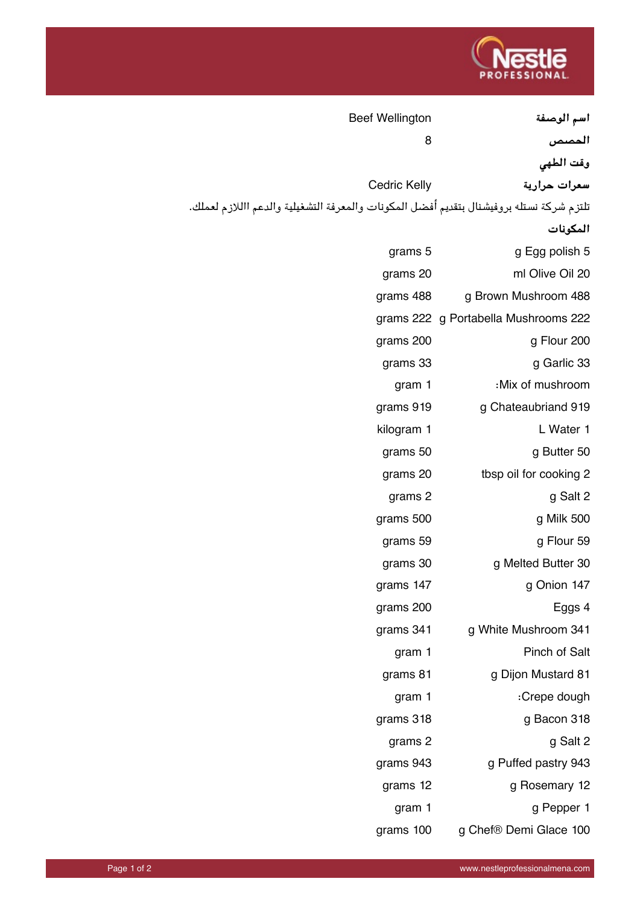| اسم الوصفة | Beef Wellington |
|---|---|
| الحصص | 8 |
| وقت الطهي | |
| سعرات حرارية | Cedric Kelly |

تلتزم شركة نستله بروفيشنال بتقديم أفضل المكونات والمعرفة التشغيلية والدعم االلازم لعملك.

**المكونات**

| | |
|---|---|
| 5 g Egg polish | 5 grams |
| 20 ml Olive Oil | 20 grams |
| 488 g Brown Mushroom | 488 grams |
| 222 g Portabella Mushrooms | 222 grams |
| 200 g Flour | 200 grams |
| 33 g Garlic | 33 grams |
| Mix of mushroom: | 1 gram |
| 919 g Chateaubriand | 919 grams |
| 1 L Water | 1 kilogram |
| 50 g Butter | 50 grams |
| 2 tbsp oil for cooking | 20 grams |
| 2 g Salt | 2 grams |
| 500 g Milk | 500 grams |
| 59 g Flour | 59 grams |
| 30 g Melted Butter | 30 grams |
| 147 g Onion | 147 grams |
| 4 Eggs | 200 grams |
| 341 g White Mushroom | 341 grams |
| Pinch of Salt | 1 gram |
| 81 g Dijon Mustard | 81 grams |
| Crepe dough: | 1 gram |
| 318 g Bacon | 318 grams |
| 2 g Salt | 2 grams |
| 943 g Puffed pastry | 943 grams |
| 12 g Rosemary | 12 grams |
| 1 g Pepper | 1 gram |
| 100 g Chef® Demi Glace | 100 grams |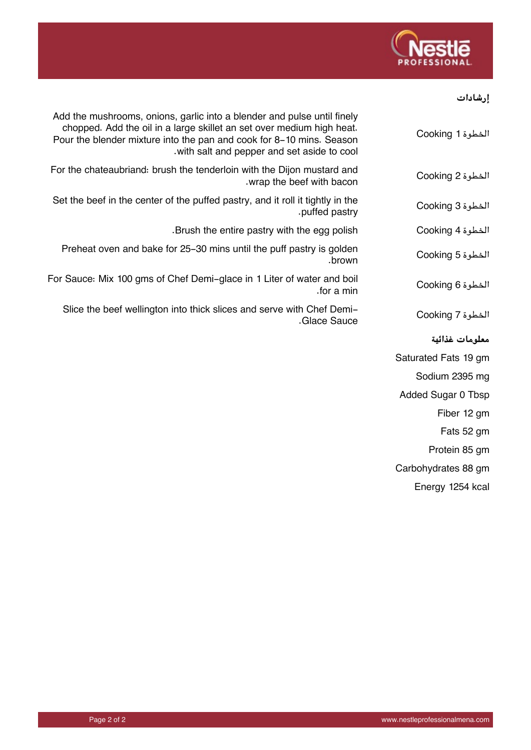## إرشادات

| | |
|---|---|
| الخطوة 1 Cooking | Add the mushrooms, onions, garlic into a blender and pulse until finely chopped. Add the oil in a large skillet an set over medium high heat. Pour the blender mixture into the pan and cook for 8-10 mins. Season with salt and pepper and set aside to cool. |
| الخطوة 2 Cooking | For the chateaubriand: brush the tenderloin with the Dijon mustard and wrap the beef with bacon. |
| الخطوة 3 Cooking | Set the beef in the center of the puffed pastry, and it roll it tightly in the puffed pastry. |
| الخطوة 4 Cooking | Brush the entire pastry with the egg polish. |
| الخطوة 5 Cooking | Preheat oven and bake for 25-30 mins until the puff pastry is golden brown. |
| الخطوة 6 Cooking | For Sauce: Mix 100 gms of Chef Demi-glace in 1 Liter of water and boil for a min. |
| الخطوة 7 Cooking | Slice the beef wellington into thick slices and serve with Chef Demi-Glace Sauce. |

## معلومات غذائية

Saturated Fats 19 gm

Sodium 2395 mg

Added Sugar 0 Tbsp

Fiber 12 gm

Fats 52 gm

Protein 85 gm

Carbohydrates 88 gm

Energy 1254 kcal